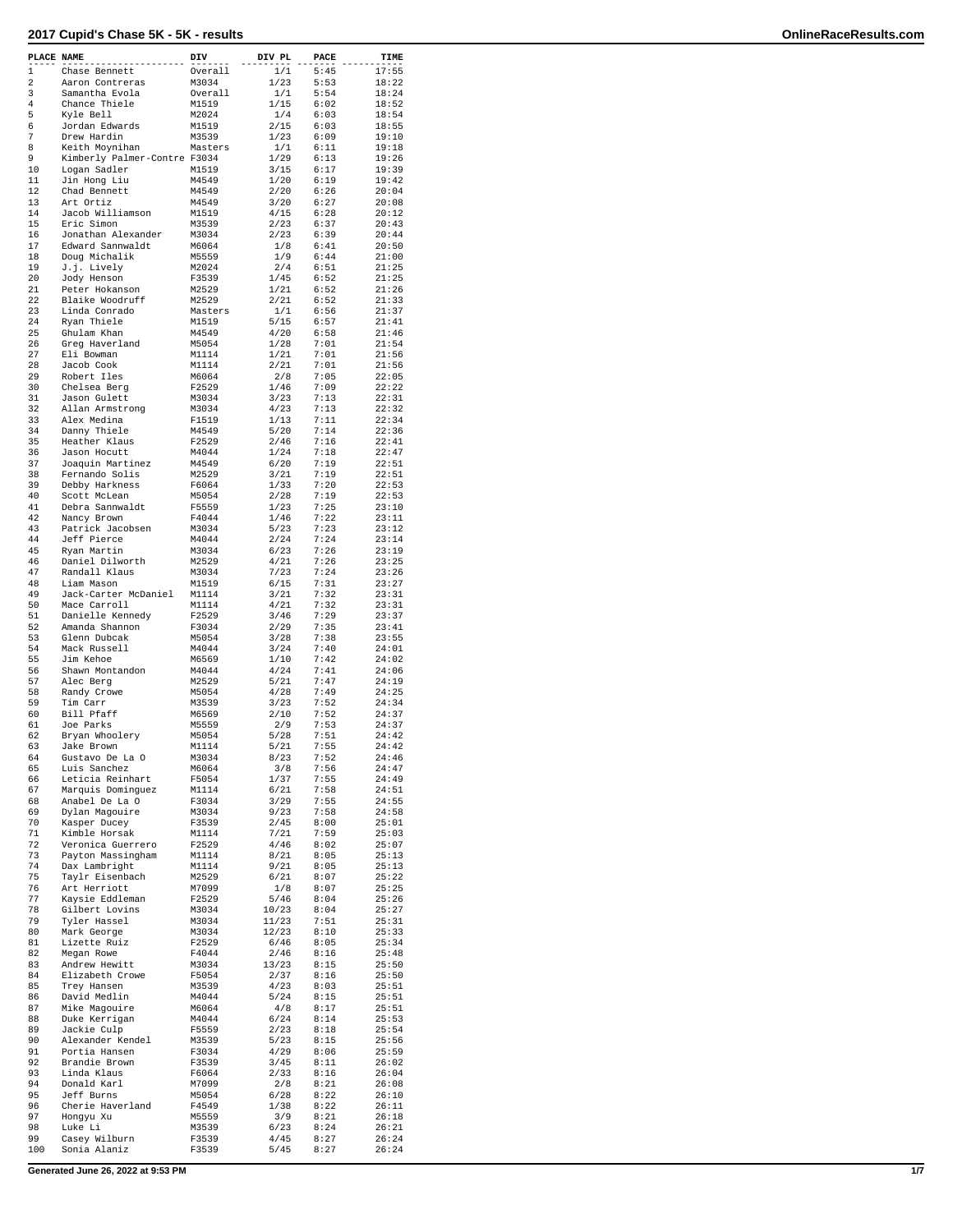# 2017 Cupid's Chase 5K - 5K - results

| PLACE | NAME | DIV | DIV PL | PACE | TIME |
|---|---|---|---|---|---|
| 1 | Chase Bennett | Overall | 1/1 | 5:45 | 17:55 |
| 2 | Aaron Contreras | M3034 | 1/23 | 5:53 | 18:22 |
| 3 | Samantha Evola | Overall | 1/1 | 5:54 | 18:24 |
| 4 | Chance Thiele | M1519 | 1/15 | 6:02 | 18:52 |
| 5 | Kyle Bell | M2024 | 1/4 | 6:03 | 18:54 |
| 6 | Jordan Edwards | M1519 | 2/15 | 6:03 | 18:55 |
| 7 | Drew Hardin | M3539 | 1/23 | 6:09 | 19:10 |
| 8 | Keith Moynihan | Masters | 1/1 | 6:11 | 19:18 |
| 9 | Kimberly Palmer-Contre | F3034 | 1/29 | 6:13 | 19:26 |
| 10 | Logan Sadler | M1519 | 3/15 | 6:17 | 19:39 |
| 11 | Jin Hong Liu | M4549 | 1/20 | 6:19 | 19:42 |
| 12 | Chad Bennett | M4549 | 2/20 | 6:26 | 20:04 |
| 13 | Art Ortiz | M4549 | 3/20 | 6:27 | 20:08 |
| 14 | Jacob Williamson | M1519 | 4/15 | 6:28 | 20:12 |
| 15 | Eric Simon | M3539 | 2/23 | 6:37 | 20:43 |
| 16 | Jonathan Alexander | M3034 | 2/23 | 6:39 | 20:44 |
| 17 | Edward Sannwaldt | M6064 | 1/8 | 6:41 | 20:50 |
| 18 | Doug Michalik | M5559 | 1/9 | 6:44 | 21:00 |
| 19 | J.j. Lively | M2024 | 2/4 | 6:51 | 21:25 |
| 20 | Jody Henson | F3539 | 1/45 | 6:52 | 21:25 |
| 21 | Peter Hokanson | M2529 | 1/21 | 6:52 | 21:26 |
| 22 | Blaike Woodruff | M2529 | 2/21 | 6:52 | 21:33 |
| 23 | Linda Conrado | Masters | 1/1 | 6:56 | 21:37 |
| 24 | Ryan Thiele | M1519 | 5/15 | 6:57 | 21:41 |
| 25 | Ghulam Khan | M4549 | 4/20 | 6:58 | 21:46 |
| 26 | Greg Haverland | M5054 | 1/28 | 7:01 | 21:54 |
| 27 | Eli Bowman | M1114 | 1/21 | 7:01 | 21:56 |
| 28 | Jacob Cook | M1114 | 2/21 | 7:01 | 21:56 |
| 29 | Robert Iles | M6064 | 2/8 | 7:05 | 22:05 |
| 30 | Chelsea Berg | F2529 | 1/46 | 7:09 | 22:22 |
| 31 | Jason Gulett | M3034 | 3/23 | 7:13 | 22:31 |
| 32 | Allan Armstrong | M3034 | 4/23 | 7:13 | 22:32 |
| 33 | Alex Medina | F1519 | 1/13 | 7:11 | 22:34 |
| 34 | Danny Thiele | M4549 | 5/20 | 7:14 | 22:36 |
| 35 | Heather Klaus | F2529 | 2/46 | 7:16 | 22:41 |
| 36 | Jason Hocutt | M4044 | 1/24 | 7:18 | 22:47 |
| 37 | Joaquin Martinez | M4549 | 6/20 | 7:19 | 22:51 |
| 38 | Fernando Solis | M2529 | 3/21 | 7:19 | 22:51 |
| 39 | Debby Harkness | F6064 | 1/33 | 7:20 | 22:53 |
| 40 | Scott McLean | M5054 | 2/28 | 7:19 | 22:53 |
| 41 | Debra Sannwaldt | F5559 | 1/23 | 7:25 | 23:10 |
| 42 | Nancy Brown | F4044 | 1/46 | 7:22 | 23:11 |
| 43 | Patrick Jacobsen | M3034 | 5/23 | 7:23 | 23:12 |
| 44 | Jeff Pierce | M4044 | 2/24 | 7:24 | 23:14 |
| 45 | Ryan Martin | M3034 | 6/23 | 7:26 | 23:19 |
| 46 | Daniel Dilworth | M2529 | 4/21 | 7:26 | 23:25 |
| 47 | Randall Klaus | M3034 | 7/23 | 7:24 | 23:26 |
| 48 | Liam Mason | M1519 | 6/15 | 7:31 | 23:27 |
| 49 | Jack-Carter McDaniel | M1114 | 3/21 | 7:32 | 23:31 |
| 50 | Mace Carroll | M1114 | 4/21 | 7:32 | 23:31 |
| 51 | Danielle Kennedy | F2529 | 3/46 | 7:29 | 23:37 |
| 52 | Amanda Shannon | F3034 | 2/29 | 7:35 | 23:41 |
| 53 | Glenn Dubcak | M5054 | 3/28 | 7:38 | 23:55 |
| 54 | Mack Russell | M4044 | 3/24 | 7:40 | 24:01 |
| 55 | Jim Kehoe | M6569 | 1/10 | 7:42 | 24:02 |
| 56 | Shawn Montandon | M4044 | 4/24 | 7:41 | 24:06 |
| 57 | Alec Berg | M2529 | 5/21 | 7:47 | 24:19 |
| 58 | Randy Crowe | M5054 | 4/28 | 7:49 | 24:25 |
| 59 | Tim Carr | M3539 | 3/23 | 7:52 | 24:34 |
| 60 | Bill Pfaff | M6569 | 2/10 | 7:52 | 24:37 |
| 61 | Joe Parks | M5559 | 2/9 | 7:53 | 24:37 |
| 62 | Bryan Whoolery | M5054 | 5/28 | 7:51 | 24:42 |
| 63 | Jake Brown | M1114 | 5/21 | 7:55 | 24:42 |
| 64 | Gustavo De La O | M3034 | 8/23 | 7:52 | 24:46 |
| 65 | Luis Sanchez | M6064 | 3/8 | 7:56 | 24:47 |
| 66 | Leticia Reinhart | F5054 | 1/37 | 7:55 | 24:49 |
| 67 | Marquis Dominguez | M1114 | 6/21 | 7:58 | 24:51 |
| 68 | Anabel De La O | F3034 | 3/29 | 7:55 | 24:55 |
| 69 | Dylan Magouire | M3034 | 9/23 | 7:58 | 24:58 |
| 70 | Kasper Ducey | F3539 | 2/45 | 8:00 | 25:01 |
| 71 | Kimble Horsak | M1114 | 7/21 | 7:59 | 25:03 |
| 72 | Veronica Guerrero | F2529 | 4/46 | 8:02 | 25:07 |
| 73 | Payton Massingham | M1114 | 8/21 | 8:05 | 25:13 |
| 74 | Dax Lambright | M1114 | 9/21 | 8:05 | 25:13 |
| 75 | Taylr Eisenbach | M2529 | 6/21 | 8:07 | 25:22 |
| 76 | Art Herriott | M7099 | 1/8 | 8:07 | 25:25 |
| 77 | Kaysie Eddleman | F2529 | 5/46 | 8:04 | 25:26 |
| 78 | Gilbert Lovins | M3034 | 10/23 | 8:04 | 25:27 |
| 79 | Tyler Hassel | M3034 | 11/23 | 7:51 | 25:31 |
| 80 | Mark George | M3034 | 12/23 | 8:10 | 25:33 |
| 81 | Lizette Ruiz | F2529 | 6/46 | 8:05 | 25:34 |
| 82 | Megan Rowe | F4044 | 2/46 | 8:16 | 25:48 |
| 83 | Andrew Hewitt | M3034 | 13/23 | 8:15 | 25:50 |
| 84 | Elizabeth Crowe | F5054 | 2/37 | 8:16 | 25:50 |
| 85 | Trey Hansen | M3539 | 4/23 | 8:03 | 25:51 |
| 86 | David Medlin | M4044 | 5/24 | 8:15 | 25:51 |
| 87 | Mike Magouire | M6064 | 4/8 | 8:17 | 25:51 |
| 88 | Duke Kerrigan | M4044 | 6/24 | 8:14 | 25:53 |
| 89 | Jackie Culp | F5559 | 2/23 | 8:18 | 25:54 |
| 90 | Alexander Kendel | M3539 | 5/23 | 8:15 | 25:56 |
| 91 | Portia Hansen | F3034 | 4/29 | 8:06 | 25:59 |
| 92 | Brandie Brown | F3539 | 3/45 | 8:11 | 26:02 |
| 93 | Linda Klaus | F6064 | 2/33 | 8:16 | 26:04 |
| 94 | Donald Karl | M7099 | 2/8 | 8:21 | 26:08 |
| 95 | Jeff Burns | M5054 | 6/28 | 8:22 | 26:10 |
| 96 | Cherie Haverland | F4549 | 1/38 | 8:22 | 26:11 |
| 97 | Hongyu Xu | M5559 | 3/9 | 8:21 | 26:18 |
| 98 | Luke Li | M3539 | 6/23 | 8:24 | 26:21 |
| 99 | Casey Wilburn | F3539 | 4/45 | 8:27 | 26:24 |
| 100 | Sonia Alaniz | F3539 | 5/45 | 8:27 | 26:24 |

Generated June 26, 2022 at 9:53 PM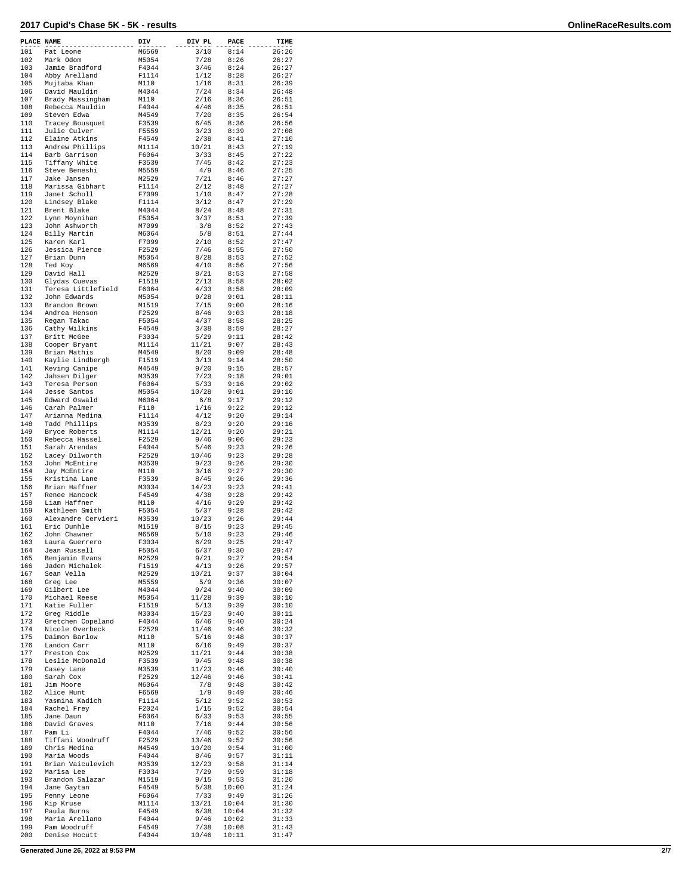| PLACE | NAME | DIV | DIV PL | PACE | TIME |
|---|---|---|---|---|---|
| 101 | Pat Leone | M6569 | 3/10 | 8:14 | 26:26 |
| 102 | Mark Odom | M5054 | 7/28 | 8:26 | 26:27 |
| 103 | Jamie Bradford | F4044 | 3/46 | 8:24 | 26:27 |
| 104 | Abby Arelland | F1114 | 1/12 | 8:28 | 26:27 |
| 105 | Mujtaba Khan | M110 | 1/16 | 8:31 | 26:39 |
| 106 | David Mauldin | M4044 | 7/24 | 8:34 | 26:48 |
| 107 | Brady Massingham | M110 | 2/16 | 8:36 | 26:51 |
| 108 | Rebecca Mauldin | F4044 | 4/46 | 8:35 | 26:51 |
| 109 | Steven Edwa | M4549 | 7/20 | 8:35 | 26:54 |
| 110 | Tracey Bousquet | F3539 | 6/45 | 8:36 | 26:56 |
| 111 | Julie Culver | F5559 | 3/23 | 8:39 | 27:08 |
| 112 | Elaine Atkins | F4549 | 2/38 | 8:41 | 27:10 |
| 113 | Andrew Phillips | M1114 | 10/21 | 8:43 | 27:19 |
| 114 | Barb Garrison | F6064 | 3/33 | 8:45 | 27:22 |
| 115 | Tiffany White | F3539 | 7/45 | 8:42 | 27:23 |
| 116 | Steve Beneshi | M5559 | 4/9 | 8:46 | 27:25 |
| 117 | Jake Jansen | M2529 | 7/21 | 8:46 | 27:27 |
| 118 | Marissa Gibhart | F1114 | 2/12 | 8:48 | 27:27 |
| 119 | Janet Scholl | F7099 | 1/10 | 8:47 | 27:28 |
| 120 | Lindsey Blake | F1114 | 3/12 | 8:47 | 27:29 |
| 121 | Brent Blake | M4044 | 8/24 | 8:48 | 27:31 |
| 122 | Lynn Moynihan | F5054 | 3/37 | 8:51 | 27:39 |
| 123 | John Ashworth | M7099 | 3/8 | 8:52 | 27:43 |
| 124 | Billy Martin | M6064 | 5/8 | 8:51 | 27:44 |
| 125 | Karen Karl | F7099 | 2/10 | 8:52 | 27:47 |
| 126 | Jessica Pierce | F2529 | 7/46 | 8:55 | 27:50 |
| 127 | Brian Dunn | M5054 | 8/28 | 8:53 | 27:52 |
| 128 | Ted Koy | M6569 | 4/10 | 8:56 | 27:56 |
| 129 | David Hall | M2529 | 8/21 | 8:53 | 27:58 |
| 130 | Glydas Cuevas | F1519 | 2/13 | 8:58 | 28:02 |
| 131 | Teresa Littlefield | F6064 | 4/33 | 8:58 | 28:09 |
| 132 | John Edwards | M5054 | 9/28 | 9:01 | 28:11 |
| 133 | Brandon Brown | M1519 | 7/15 | 9:00 | 28:16 |
| 134 | Andrea Henson | F2529 | 8/46 | 9:03 | 28:18 |
| 135 | Regan Takac | F5054 | 4/37 | 8:58 | 28:25 |
| 136 | Cathy Wilkins | F4549 | 3/38 | 8:59 | 28:27 |
| 137 | Britt McGee | F3034 | 5/29 | 9:11 | 28:42 |
| 138 | Cooper Bryant | M1114 | 11/21 | 9:07 | 28:43 |
| 139 | Brian Mathis | M4549 | 8/20 | 9:09 | 28:48 |
| 140 | Kaylie Lindbergh | F1519 | 3/13 | 9:14 | 28:50 |
| 141 | Keving Canipe | M4549 | 9/20 | 9:15 | 28:57 |
| 142 | Jahsen Dilger | M3539 | 7/23 | 9:18 | 29:01 |
| 143 | Teresa Person | F6064 | 5/33 | 9:16 | 29:02 |
| 144 | Jesse Santos | M5054 | 10/28 | 9:01 | 29:10 |
| 145 | Edward Oswald | M6064 | 6/8 | 9:17 | 29:12 |
| 146 | Carah Palmer | F110 | 1/16 | 9:22 | 29:12 |
| 147 | Arianna Medina | F1114 | 4/12 | 9:20 | 29:14 |
| 148 | Tadd Phillips | M3539 | 8/23 | 9:20 | 29:16 |
| 149 | Bryce Roberts | M1114 | 12/21 | 9:20 | 29:21 |
| 150 | Rebecca Hassel | F2529 | 9/46 | 9:06 | 29:23 |
| 151 | Sarah Arendas | F4044 | 5/46 | 9:23 | 29:26 |
| 152 | Lacey Dilworth | F2529 | 10/46 | 9:23 | 29:28 |
| 153 | John McEntire | M3539 | 9/23 | 9:26 | 29:30 |
| 154 | Jay McEntire | M110 | 3/16 | 9:27 | 29:30 |
| 155 | Kristina Lane | F3539 | 8/45 | 9:26 | 29:36 |
| 156 | Brian Haffner | M3034 | 14/23 | 9:23 | 29:41 |
| 157 | Renee Hancock | F4549 | 4/38 | 9:28 | 29:42 |
| 158 | Liam Haffner | M110 | 4/16 | 9:29 | 29:42 |
| 159 | Kathleen Smith | F5054 | 5/37 | 9:28 | 29:42 |
| 160 | Alexandre Cervieri | M3539 | 10/23 | 9:26 | 29:44 |
| 161 | Eric Dunhle | M1519 | 8/15 | 9:23 | 29:45 |
| 162 | John Chawner | M6569 | 5/10 | 9:23 | 29:46 |
| 163 | Laura Guerrero | F3034 | 6/29 | 9:25 | 29:47 |
| 164 | Jean Russell | F5054 | 6/37 | 9:30 | 29:47 |
| 165 | Benjamin Evans | M2529 | 9/21 | 9:27 | 29:54 |
| 166 | Jaden Michalek | F1519 | 4/13 | 9:26 | 29:57 |
| 167 | Sean Vella | M2529 | 10/21 | 9:37 | 30:04 |
| 168 | Greg Lee | M5559 | 5/9 | 9:36 | 30:07 |
| 169 | Gilbert Lee | M4044 | 9/24 | 9:40 | 30:09 |
| 170 | Michael Reese | M5054 | 11/28 | 9:39 | 30:10 |
| 171 | Katie Fuller | F1519 | 5/13 | 9:39 | 30:10 |
| 172 | Greg Riddle | M3034 | 15/23 | 9:40 | 30:11 |
| 173 | Gretchen Copeland | F4044 | 6/46 | 9:40 | 30:24 |
| 174 | Nicole Overbeck | F2529 | 11/46 | 9:46 | 30:32 |
| 175 | Daimon Barlow | M110 | 5/16 | 9:48 | 30:37 |
| 176 | Landon Carr | M110 | 6/16 | 9:49 | 30:37 |
| 177 | Preston Cox | M2529 | 11/21 | 9:44 | 30:38 |
| 178 | Leslie McDonald | F3539 | 9/45 | 9:48 | 30:38 |
| 179 | Casey Lane | M3539 | 11/23 | 9:46 | 30:40 |
| 180 | Sarah Cox | F2529 | 12/46 | 9:46 | 30:41 |
| 181 | Jim Moore | M6064 | 7/8 | 9:48 | 30:42 |
| 182 | Alice Hunt | F6569 | 1/9 | 9:49 | 30:46 |
| 183 | Yasmina Kadich | F1114 | 5/12 | 9:52 | 30:53 |
| 184 | Rachel Frey | F2024 | 1/15 | 9:52 | 30:54 |
| 185 | Jane Daun | F6064 | 6/33 | 9:53 | 30:55 |
| 186 | David Graves | M110 | 7/16 | 9:44 | 30:56 |
| 187 | Pam Li | F4044 | 7/46 | 9:52 | 30:56 |
| 188 | Tiffani Woodruff | F2529 | 13/46 | 9:52 | 30:56 |
| 189 | Chris Medina | M4549 | 10/20 | 9:54 | 31:00 |
| 190 | Maria Woods | F4044 | 8/46 | 9:57 | 31:11 |
| 191 | Brian Vaiculevich | M3539 | 12/23 | 9:58 | 31:14 |
| 192 | Marisa Lee | F3034 | 7/29 | 9:59 | 31:18 |
| 193 | Brandon Salazar | M1519 | 9/15 | 9:53 | 31:20 |
| 194 | Jane Gaytan | F4549 | 5/38 | 10:00 | 31:24 |
| 195 | Penny Leone | F6064 | 7/33 | 9:49 | 31:26 |
| 196 | Kip Kruse | M1114 | 13/21 | 10:04 | 31:30 |
| 197 | Paula Burns | F4549 | 6/38 | 10:04 | 31:32 |
| 198 | Maria Arellano | F4044 | 9/46 | 10:02 | 31:33 |
| 199 | Pam Woodruff | F4549 | 7/38 | 10:08 | 31:43 |
| 200 | Denise Hocutt | F4044 | 10/46 | 10:11 | 31:47 |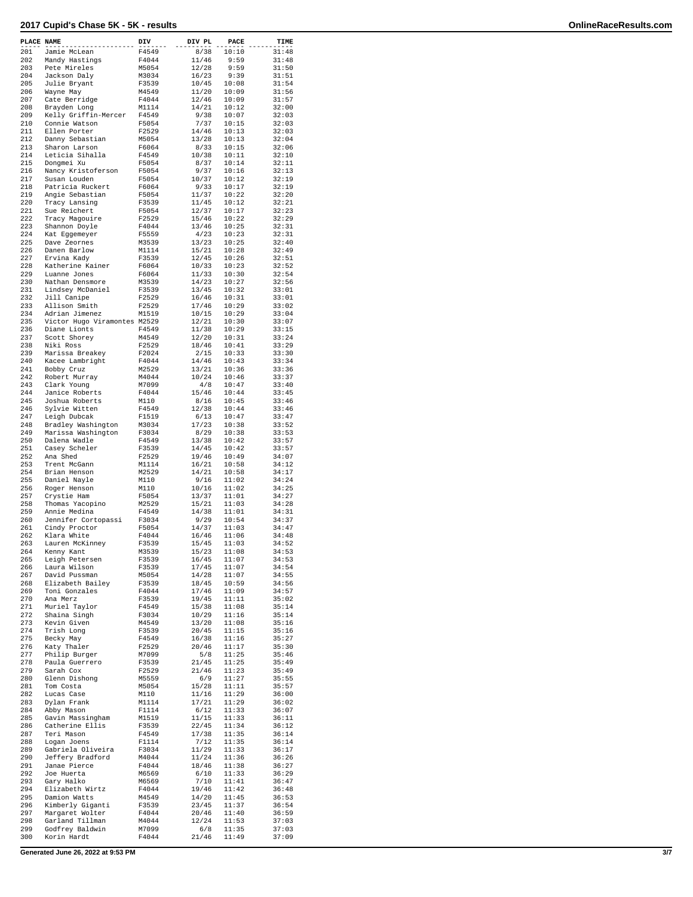# 2017 Cupid's Chase 5K - 5K - results

| PLACE | NAME | DIV | DIV PL | PACE | TIME |
|---|---|---|---|---|---|
| 201 | Jamie McLean | F4549 | 8/38 | 10:10 | 31:48 |
| 202 | Mandy Hastings | F4044 | 11/46 | 9:59 | 31:48 |
| 203 | Pete Mireles | M5054 | 12/28 | 9:59 | 31:50 |
| 204 | Jackson Daly | M3034 | 16/23 | 9:39 | 31:51 |
| 205 | Julie Bryant | F3539 | 10/45 | 10:08 | 31:54 |
| 206 | Wayne May | M4549 | 11/20 | 10:09 | 31:56 |
| 207 | Cate Berridge | F4044 | 12/46 | 10:09 | 31:57 |
| 208 | Brayden Long | M1114 | 14/21 | 10:12 | 32:00 |
| 209 | Kelly Griffin-Mercer | F4549 | 9/38 | 10:07 | 32:03 |
| 210 | Connie Watson | F5054 | 7/37 | 10:15 | 32:03 |
| 211 | Ellen Porter | F2529 | 14/46 | 10:13 | 32:03 |
| 212 | Danny Sebastian | M5054 | 13/28 | 10:13 | 32:04 |
| 213 | Sharon Larson | F6064 | 8/33 | 10:15 | 32:06 |
| 214 | Leticia Sihalla | F4549 | 10/38 | 10:11 | 32:10 |
| 215 | Dongmei Xu | F5054 | 8/37 | 10:14 | 32:11 |
| 216 | Nancy Kristoferson | F5054 | 9/37 | 10:16 | 32:13 |
| 217 | Susan Louden | F5054 | 10/37 | 10:12 | 32:19 |
| 218 | Patricia Ruckert | F6064 | 9/33 | 10:17 | 32:19 |
| 219 | Angie Sebastian | F5054 | 11/37 | 10:22 | 32:20 |
| 220 | Tracy Lansing | F3539 | 11/45 | 10:12 | 32:21 |
| 221 | Sue Reichert | F5054 | 12/37 | 10:17 | 32:23 |
| 222 | Tracy Magouire | F2529 | 15/46 | 10:22 | 32:29 |
| 223 | Shannon Doyle | F4044 | 13/46 | 10:25 | 32:31 |
| 224 | Kat Eggemeyer | F5559 | 4/23 | 10:23 | 32:31 |
| 225 | Dave Zeornes | M3539 | 13/23 | 10:25 | 32:40 |
| 226 | Danen Barlow | M1114 | 15/21 | 10:28 | 32:49 |
| 227 | Ervina Kady | F3539 | 12/45 | 10:26 | 32:51 |
| 228 | Katherine Kainer | F6064 | 10/33 | 10:23 | 32:52 |
| 229 | Luanne Jones | F6064 | 11/33 | 10:30 | 32:54 |
| 230 | Nathan Densmore | M3539 | 14/23 | 10:27 | 32:56 |
| 231 | Lindsey McDaniel | F3539 | 13/45 | 10:32 | 33:01 |
| 232 | Jill Canipe | F2529 | 16/46 | 10:31 | 33:01 |
| 233 | Allison Smith | F2529 | 17/46 | 10:29 | 33:02 |
| 234 | Adrian Jimenez | M1519 | 10/15 | 10:29 | 33:04 |
| 235 | Victor Hugo Viramontes | M2529 | 12/21 | 10:30 | 33:07 |
| 236 | Diane Lionts | F4549 | 11/38 | 10:29 | 33:15 |
| 237 | Scott Shorey | M4549 | 12/20 | 10:31 | 33:24 |
| 238 | Niki Ross | F2529 | 18/46 | 10:41 | 33:29 |
| 239 | Marissa Breakey | F2024 | 2/15 | 10:33 | 33:30 |
| 240 | Kacee Lambright | F4044 | 14/46 | 10:43 | 33:34 |
| 241 | Bobby Cruz | M2529 | 13/21 | 10:36 | 33:36 |
| 242 | Robert Murray | M4044 | 10/24 | 10:46 | 33:37 |
| 243 | Clark Young | M7099 | 4/8 | 10:47 | 33:40 |
| 244 | Janice Roberts | F4044 | 15/46 | 10:44 | 33:45 |
| 245 | Joshua Roberts | M110 | 8/16 | 10:45 | 33:46 |
| 246 | Sylvie Witten | F4549 | 12/38 | 10:44 | 33:46 |
| 247 | Leigh Dubcak | F1519 | 6/13 | 10:47 | 33:47 |
| 248 | Bradley Washington | M3034 | 17/23 | 10:38 | 33:52 |
| 249 | Marissa Washington | F3034 | 8/29 | 10:38 | 33:53 |
| 250 | Dalena Wadle | F4549 | 13/38 | 10:42 | 33:57 |
| 251 | Casey Scheler | F3539 | 14/45 | 10:42 | 33:57 |
| 252 | Ana Shed | F2529 | 19/46 | 10:49 | 34:07 |
| 253 | Trent McGann | M1114 | 16/21 | 10:58 | 34:12 |
| 254 | Brian Henson | M2529 | 14/21 | 10:58 | 34:17 |
| 255 | Daniel Nayle | M110 | 9/16 | 11:02 | 34:24 |
| 256 | Roger Henson | M110 | 10/16 | 11:02 | 34:25 |
| 257 | Crystie Ham | F5054 | 13/37 | 11:01 | 34:27 |
| 258 | Thomas Yacopino | M2529 | 15/21 | 11:03 | 34:28 |
| 259 | Annie Medina | F4549 | 14/38 | 11:01 | 34:31 |
| 260 | Jennifer Cortopassi | F3034 | 9/29 | 10:54 | 34:37 |
| 261 | Cindy Proctor | F5054 | 14/37 | 11:03 | 34:47 |
| 262 | Klara White | F4044 | 16/46 | 11:06 | 34:48 |
| 263 | Lauren McKinney | F3539 | 15/45 | 11:03 | 34:52 |
| 264 | Kenny Kant | M3539 | 15/23 | 11:08 | 34:53 |
| 265 | Leigh Petersen | F3539 | 16/45 | 11:07 | 34:53 |
| 266 | Laura Wilson | F3539 | 17/45 | 11:07 | 34:54 |
| 267 | David Pussman | M5054 | 14/28 | 11:07 | 34:55 |
| 268 | Elizabeth Bailey | F3539 | 18/45 | 10:59 | 34:56 |
| 269 | Toni Gonzales | F4044 | 17/46 | 11:09 | 34:57 |
| 270 | Ana Merz | F3539 | 19/45 | 11:11 | 35:02 |
| 271 | Muriel Taylor | F4549 | 15/38 | 11:08 | 35:14 |
| 272 | Shaina Singh | F3034 | 10/29 | 11:16 | 35:14 |
| 273 | Kevin Given | M4549 | 13/20 | 11:08 | 35:16 |
| 274 | Trish Long | F3539 | 20/45 | 11:15 | 35:16 |
| 275 | Becky May | F4549 | 16/38 | 11:16 | 35:27 |
| 276 | Katy Thaler | F2529 | 20/46 | 11:17 | 35:30 |
| 277 | Philip Burger | M7099 | 5/8 | 11:25 | 35:46 |
| 278 | Paula Guerrero | F3539 | 21/45 | 11:25 | 35:49 |
| 279 | Sarah Cox | F2529 | 21/46 | 11:23 | 35:49 |
| 280 | Glenn Dishong | M5559 | 6/9 | 11:27 | 35:55 |
| 281 | Tom Costa | M5054 | 15/28 | 11:11 | 35:57 |
| 282 | Lucas Case | M110 | 11/16 | 11:29 | 36:00 |
| 283 | Dylan Frank | M1114 | 17/21 | 11:29 | 36:02 |
| 284 | Abby Mason | F1114 | 6/12 | 11:33 | 36:07 |
| 285 | Gavin Massingham | M1519 | 11/15 | 11:33 | 36:11 |
| 286 | Catherine Ellis | F3539 | 22/45 | 11:34 | 36:12 |
| 287 | Teri Mason | F4549 | 17/38 | 11:35 | 36:14 |
| 288 | Logan Joens | F1114 | 7/12 | 11:35 | 36:14 |
| 289 | Gabriela Oliveira | F3034 | 11/29 | 11:33 | 36:17 |
| 290 | Jeffery Bradford | M4044 | 11/24 | 11:36 | 36:26 |
| 291 | Janae Pierce | F4044 | 18/46 | 11:38 | 36:27 |
| 292 | Joe Huerta | M6569 | 6/10 | 11:33 | 36:29 |
| 293 | Gary Halko | M6569 | 7/10 | 11:41 | 36:47 |
| 294 | Elizabeth Wirtz | F4044 | 19/46 | 11:42 | 36:48 |
| 295 | Damion Watts | M4549 | 14/20 | 11:45 | 36:53 |
| 296 | Kimberly Giganti | F3539 | 23/45 | 11:37 | 36:54 |
| 297 | Margaret Wolter | F4044 | 20/46 | 11:40 | 36:59 |
| 298 | Garland Tillman | M4044 | 12/24 | 11:53 | 37:03 |
| 299 | Godfrey Baldwin | M7099 | 6/8 | 11:35 | 37:03 |
| 300 | Korin Hardt | F4044 | 21/46 | 11:49 | 37:09 |

Generated June 26, 2022 at 9:53 PM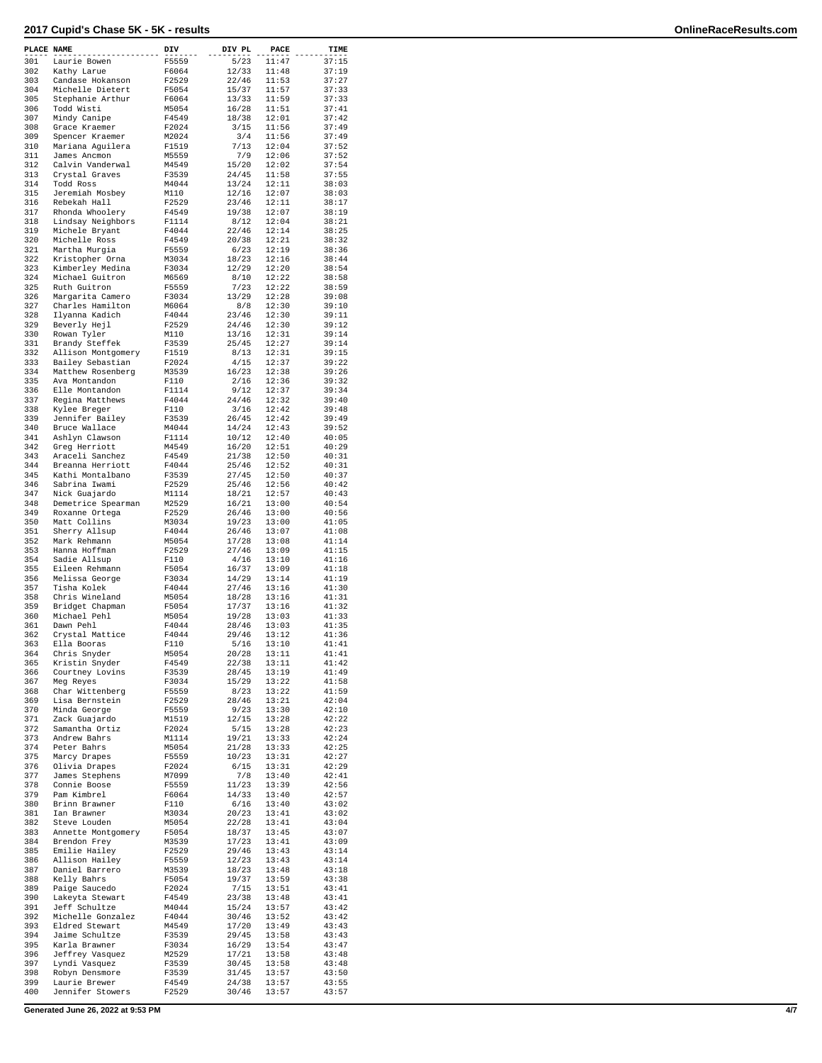## 2017 Cupid's Chase 5K - 5K - results

| PLACE | NAME | DIV | DIV PL | PACE | TIME |
|---|---|---|---|---|---|
| 301 | Laurie Bowen | F5559 | 5/23 | 11:47 | 37:15 |
| 302 | Kathy Larue | F6064 | 12/33 | 11:48 | 37:19 |
| 303 | Candase Hokanson | F2529 | 22/46 | 11:53 | 37:27 |
| 304 | Michelle Dietert | F5054 | 15/37 | 11:57 | 37:33 |
| 305 | Stephanie Arthur | F6064 | 13/33 | 11:59 | 37:33 |
| 306 | Todd Wisti | M5054 | 16/28 | 11:51 | 37:41 |
| 307 | Mindy Canipe | F4549 | 18/38 | 12:01 | 37:42 |
| 308 | Grace Kraemer | F2024 | 3/15 | 11:56 | 37:49 |
| 309 | Spencer Kraemer | M2024 | 3/4 | 11:56 | 37:49 |
| 310 | Mariana Aguilera | F1519 | 7/13 | 12:04 | 37:52 |
| 311 | James Ancmon | M5559 | 7/9 | 12:06 | 37:52 |
| 312 | Calvin Vanderwal | M4549 | 15/20 | 12:02 | 37:54 |
| 313 | Crystal Graves | F3539 | 24/45 | 11:58 | 37:55 |
| 314 | Todd Ross | M4044 | 13/24 | 12:11 | 38:03 |
| 315 | Jeremiah Mosbey | M110 | 12/16 | 12:07 | 38:03 |
| 316 | Rebekah Hall | F2529 | 23/46 | 12:11 | 38:17 |
| 317 | Rhonda Whoolery | F4549 | 19/38 | 12:07 | 38:19 |
| 318 | Lindsay Neighbors | F1114 | 8/12 | 12:04 | 38:21 |
| 319 | Michele Bryant | F4044 | 22/46 | 12:14 | 38:25 |
| 320 | Michelle Ross | F4549 | 20/38 | 12:21 | 38:32 |
| 321 | Martha Murgia | F5559 | 6/23 | 12:19 | 38:36 |
| 322 | Kristopher Orna | M3034 | 18/23 | 12:16 | 38:44 |
| 323 | Kimberley Medina | F3034 | 12/29 | 12:20 | 38:54 |
| 324 | Michael Guitron | M6569 | 8/10 | 12:22 | 38:58 |
| 325 | Ruth Guitron | F5559 | 7/23 | 12:22 | 38:59 |
| 326 | Margarita Camero | F3034 | 13/29 | 12:28 | 39:08 |
| 327 | Charles Hamilton | M6064 | 8/8 | 12:30 | 39:10 |
| 328 | Ilyanna Kadich | F4044 | 23/46 | 12:30 | 39:11 |
| 329 | Beverly Hejl | F2529 | 24/46 | 12:30 | 39:12 |
| 330 | Rowan Tyler | M110 | 13/16 | 12:31 | 39:14 |
| 331 | Brandy Steffek | F3539 | 25/45 | 12:27 | 39:14 |
| 332 | Allison Montgomery | F1519 | 8/13 | 12:31 | 39:15 |
| 333 | Bailey Sebastian | F2024 | 4/15 | 12:37 | 39:22 |
| 334 | Matthew Rosenberg | M3539 | 16/23 | 12:38 | 39:26 |
| 335 | Ava Montandon | F110 | 2/16 | 12:36 | 39:32 |
| 336 | Elle Montandon | F1114 | 9/12 | 12:37 | 39:34 |
| 337 | Regina Matthews | F4044 | 24/46 | 12:32 | 39:40 |
| 338 | Kylee Breger | F110 | 3/16 | 12:42 | 39:48 |
| 339 | Jennifer Bailey | F3539 | 26/45 | 12:42 | 39:49 |
| 340 | Bruce Wallace | M4044 | 14/24 | 12:43 | 39:52 |
| 341 | Ashlyn Clawson | F1114 | 10/12 | 12:40 | 40:05 |
| 342 | Greg Herriott | M4549 | 16/20 | 12:51 | 40:29 |
| 343 | Araceli Sanchez | F4549 | 21/38 | 12:50 | 40:31 |
| 344 | Breanna Herriott | F4044 | 25/46 | 12:52 | 40:31 |
| 345 | Kathi Montalbano | F3539 | 27/45 | 12:50 | 40:37 |
| 346 | Sabrina Iwami | F2529 | 25/46 | 12:56 | 40:42 |
| 347 | Nick Guajardo | M1114 | 18/21 | 12:57 | 40:43 |
| 348 | Demetrice Spearman | M2529 | 16/21 | 13:00 | 40:54 |
| 349 | Roxanne Ortega | F2529 | 26/46 | 13:00 | 40:56 |
| 350 | Matt Collins | M3034 | 19/23 | 13:00 | 41:05 |
| 351 | Sherry Allsup | F4044 | 26/46 | 13:07 | 41:08 |
| 352 | Mark Rehmann | M5054 | 17/28 | 13:08 | 41:14 |
| 353 | Hanna Hoffman | F2529 | 27/46 | 13:09 | 41:15 |
| 354 | Sadie Allsup | F110 | 4/16 | 13:10 | 41:16 |
| 355 | Eileen Rehmann | F5054 | 16/37 | 13:09 | 41:18 |
| 356 | Melissa George | F3034 | 14/29 | 13:14 | 41:19 |
| 357 | Tisha Kolek | F4044 | 27/46 | 13:16 | 41:30 |
| 358 | Chris Wineland | M5054 | 18/28 | 13:16 | 41:31 |
| 359 | Bridget Chapman | F5054 | 17/37 | 13:16 | 41:32 |
| 360 | Michael Pehl | M5054 | 19/28 | 13:03 | 41:33 |
| 361 | Dawn Pehl | F4044 | 28/46 | 13:03 | 41:35 |
| 362 | Crystal Mattice | F4044 | 29/46 | 13:12 | 41:36 |
| 363 | Ella Booras | F110 | 5/16 | 13:10 | 41:41 |
| 364 | Chris Snyder | M5054 | 20/28 | 13:11 | 41:41 |
| 365 | Kristin Snyder | F4549 | 22/38 | 13:11 | 41:42 |
| 366 | Courtney Lovins | F3539 | 28/45 | 13:19 | 41:49 |
| 367 | Meg Reyes | F3034 | 15/29 | 13:22 | 41:58 |
| 368 | Char Wittenberg | F5559 | 8/23 | 13:22 | 41:59 |
| 369 | Lisa Bernstein | F2529 | 28/46 | 13:21 | 42:04 |
| 370 | Minda George | F5559 | 9/23 | 13:30 | 42:10 |
| 371 | Zack Guajardo | M1519 | 12/15 | 13:28 | 42:22 |
| 372 | Samantha Ortiz | F2024 | 5/15 | 13:28 | 42:23 |
| 373 | Andrew Bahrs | M1114 | 19/21 | 13:33 | 42:24 |
| 374 | Peter Bahrs | M5054 | 21/28 | 13:33 | 42:25 |
| 375 | Marcy Drapes | F5559 | 10/23 | 13:31 | 42:27 |
| 376 | Olivia Drapes | F2024 | 6/15 | 13:31 | 42:29 |
| 377 | James Stephens | M7099 | 7/8 | 13:40 | 42:41 |
| 378 | Connie Boose | F5559 | 11/23 | 13:39 | 42:56 |
| 379 | Pam Kimbrel | F6064 | 14/33 | 13:40 | 42:57 |
| 380 | Brinn Brawner | F110 | 6/16 | 13:40 | 43:02 |
| 381 | Ian Brawner | M3034 | 20/23 | 13:41 | 43:02 |
| 382 | Steve Louden | M5054 | 22/28 | 13:41 | 43:04 |
| 383 | Annette Montgomery | F5054 | 18/37 | 13:45 | 43:07 |
| 384 | Brendon Frey | M3539 | 17/23 | 13:41 | 43:09 |
| 385 | Emilie Hailey | F2529 | 29/46 | 13:43 | 43:14 |
| 386 | Allison Hailey | F5559 | 12/23 | 13:43 | 43:14 |
| 387 | Daniel Barrero | M3539 | 18/23 | 13:48 | 43:18 |
| 388 | Kelly Bahrs | F5054 | 19/37 | 13:59 | 43:38 |
| 389 | Paige Saucedo | F2024 | 7/15 | 13:51 | 43:41 |
| 390 | Lakeyta Stewart | F4549 | 23/38 | 13:48 | 43:41 |
| 391 | Jeff Schultze | M4044 | 15/24 | 13:57 | 43:42 |
| 392 | Michelle Gonzalez | F4044 | 30/46 | 13:52 | 43:42 |
| 393 | Eldred Stewart | M4549 | 17/20 | 13:49 | 43:43 |
| 394 | Jaime Schultze | F3539 | 29/45 | 13:58 | 43:43 |
| 395 | Karla Brawner | F3034 | 16/29 | 13:54 | 43:47 |
| 396 | Jeffrey Vasquez | M2529 | 17/21 | 13:58 | 43:48 |
| 397 | Lyndi Vasquez | F3539 | 30/45 | 13:58 | 43:48 |
| 398 | Robyn Densmore | F3539 | 31/45 | 13:57 | 43:50 |
| 399 | Laurie Brewer | F4549 | 24/38 | 13:57 | 43:55 |
| 400 | Jennifer Stowers | F2529 | 30/46 | 13:57 | 43:57 |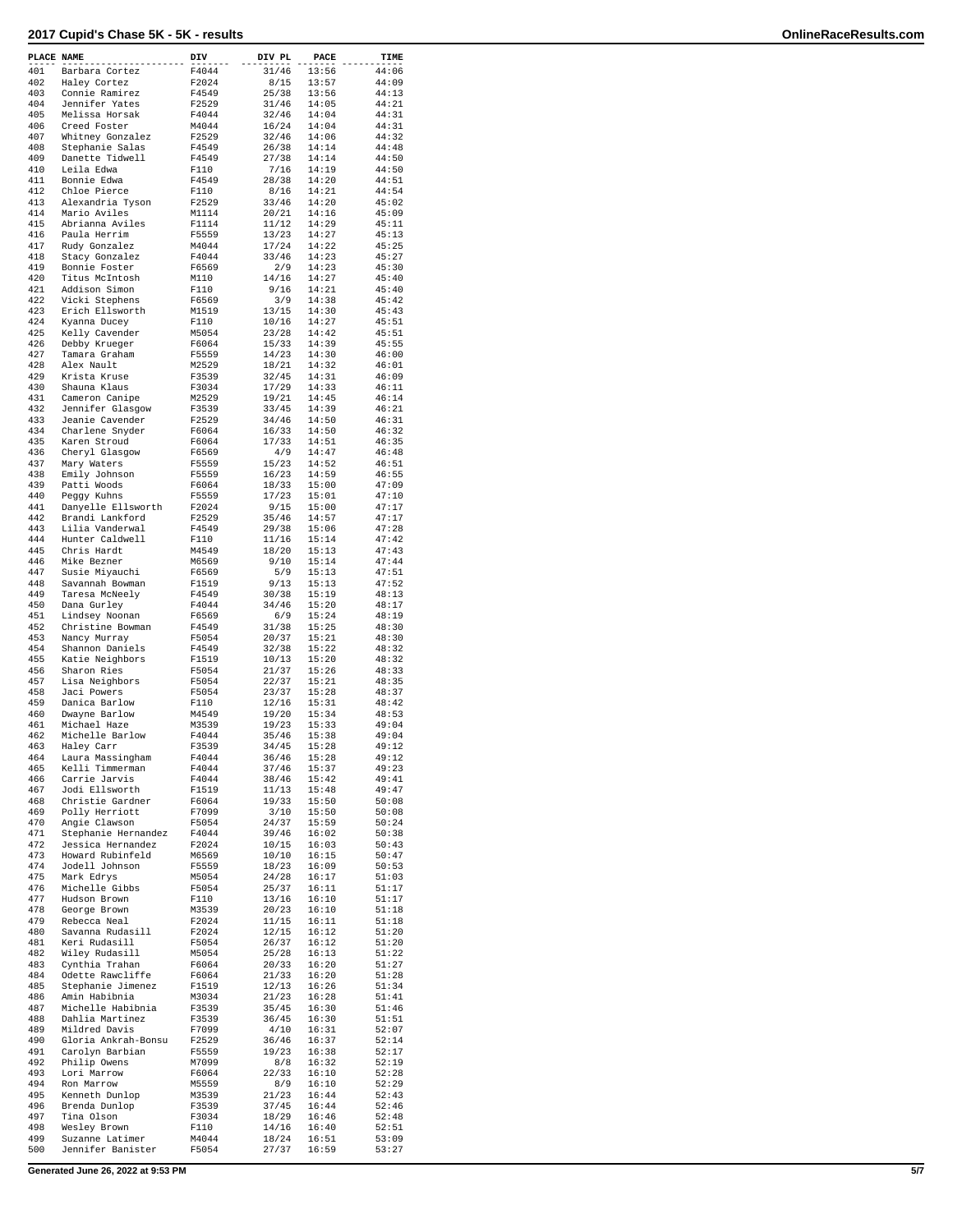## 2017 Cupid's Chase 5K - 5K - results

| PLACE | NAME | DIV | DIV PL | PACE | TIME |
|---|---|---|---|---|---|
| 401 | Barbara Cortez | F4044 | 31/46 | 13:56 | 44:06 |
| 402 | Haley Cortez | F2024 | 8/15 | 13:57 | 44:09 |
| 403 | Connie Ramirez | F4549 | 25/38 | 13:56 | 44:13 |
| 404 | Jennifer Yates | F2529 | 31/46 | 14:05 | 44:21 |
| 405 | Melissa Horsak | F4044 | 32/46 | 14:04 | 44:31 |
| 406 | Creed Foster | M4044 | 16/24 | 14:04 | 44:31 |
| 407 | Whitney Gonzalez | F2529 | 32/46 | 14:06 | 44:32 |
| 408 | Stephanie Salas | F4549 | 26/38 | 14:14 | 44:48 |
| 409 | Danette Tidwell | F4549 | 27/38 | 14:14 | 44:50 |
| 410 | Leila Edwa | F110 | 7/16 | 14:19 | 44:50 |
| 411 | Bonnie Edwa | F4549 | 28/38 | 14:20 | 44:51 |
| 412 | Chloe Pierce | F110 | 8/16 | 14:21 | 44:54 |
| 413 | Alexandria Tyson | F2529 | 33/46 | 14:20 | 45:02 |
| 414 | Mario Aviles | M1114 | 20/21 | 14:16 | 45:09 |
| 415 | Abrianna Aviles | F1114 | 11/12 | 14:29 | 45:11 |
| 416 | Paula Herrim | F5559 | 13/23 | 14:27 | 45:13 |
| 417 | Rudy Gonzalez | M4044 | 17/24 | 14:22 | 45:25 |
| 418 | Stacy Gonzalez | F4044 | 33/46 | 14:23 | 45:27 |
| 419 | Bonnie Foster | F6569 | 2/9 | 14:23 | 45:30 |
| 420 | Titus McIntosh | M110 | 14/16 | 14:27 | 45:40 |
| 421 | Addison Simon | F110 | 9/16 | 14:21 | 45:40 |
| 422 | Vicki Stephens | F6569 | 3/9 | 14:38 | 45:42 |
| 423 | Erich Ellsworth | M1519 | 13/15 | 14:30 | 45:43 |
| 424 | Kyanna Ducey | F110 | 10/16 | 14:27 | 45:51 |
| 425 | Kelly Cavender | M5054 | 23/28 | 14:42 | 45:51 |
| 426 | Debby Krueger | F6064 | 15/33 | 14:39 | 45:55 |
| 427 | Tamara Graham | F5559 | 14/23 | 14:30 | 46:00 |
| 428 | Alex Nault | M2529 | 18/21 | 14:32 | 46:01 |
| 429 | Krista Kruse | F3539 | 32/45 | 14:31 | 46:09 |
| 430 | Shauna Klaus | F3034 | 17/29 | 14:33 | 46:11 |
| 431 | Cameron Canipe | M2529 | 19/21 | 14:45 | 46:14 |
| 432 | Jennifer Glasgow | F3539 | 33/45 | 14:39 | 46:21 |
| 433 | Jeanie Cavender | F2529 | 34/46 | 14:50 | 46:31 |
| 434 | Charlene Snyder | F6064 | 16/33 | 14:50 | 46:32 |
| 435 | Karen Stroud | F6064 | 17/33 | 14:51 | 46:35 |
| 436 | Cheryl Glasgow | F6569 | 4/9 | 14:47 | 46:48 |
| 437 | Mary Waters | F5559 | 15/23 | 14:52 | 46:51 |
| 438 | Emily Johnson | F5559 | 16/23 | 14:59 | 46:55 |
| 439 | Patti Woods | F6064 | 18/33 | 15:00 | 47:09 |
| 440 | Peggy Kuhns | F5559 | 17/23 | 15:01 | 47:10 |
| 441 | Danyelle Ellsworth | F2024 | 9/15 | 15:00 | 47:17 |
| 442 | Brandi Lankford | F2529 | 35/46 | 14:57 | 47:17 |
| 443 | Lilia Vanderwal | F4549 | 29/38 | 15:06 | 47:28 |
| 444 | Hunter Caldwell | F110 | 11/16 | 15:14 | 47:42 |
| 445 | Chris Hardt | M4549 | 18/20 | 15:13 | 47:43 |
| 446 | Mike Bezner | M6569 | 9/10 | 15:14 | 47:44 |
| 447 | Susie Miyauchi | F6569 | 5/9 | 15:13 | 47:51 |
| 448 | Savannah Bowman | F1519 | 9/13 | 15:13 | 47:52 |
| 449 | Taresa McNeely | F4549 | 30/38 | 15:19 | 48:13 |
| 450 | Dana Gurley | F4044 | 34/46 | 15:20 | 48:17 |
| 451 | Lindsey Noonan | F6569 | 6/9 | 15:24 | 48:19 |
| 452 | Christine Bowman | F4549 | 31/38 | 15:25 | 48:30 |
| 453 | Nancy Murray | F5054 | 20/37 | 15:21 | 48:30 |
| 454 | Shannon Daniels | F4549 | 32/38 | 15:22 | 48:32 |
| 455 | Katie Neighbors | F1519 | 10/13 | 15:20 | 48:32 |
| 456 | Sharon Ries | F5054 | 21/37 | 15:26 | 48:33 |
| 457 | Lisa Neighbors | F5054 | 22/37 | 15:21 | 48:35 |
| 458 | Jaci Powers | F5054 | 23/37 | 15:28 | 48:37 |
| 459 | Danica Barlow | F110 | 12/16 | 15:31 | 48:42 |
| 460 | Dwayne Barlow | M4549 | 19/20 | 15:34 | 48:53 |
| 461 | Michael Haze | M3539 | 19/23 | 15:33 | 49:04 |
| 462 | Michelle Barlow | F4044 | 35/46 | 15:38 | 49:04 |
| 463 | Haley Carr | F3539 | 34/45 | 15:28 | 49:12 |
| 464 | Laura Massingham | F4044 | 36/46 | 15:28 | 49:12 |
| 465 | Kelli Timmerman | F4044 | 37/46 | 15:37 | 49:23 |
| 466 | Carrie Jarvis | F4044 | 38/46 | 15:42 | 49:41 |
| 467 | Jodi Ellsworth | F1519 | 11/13 | 15:48 | 49:47 |
| 468 | Christie Gardner | F6064 | 19/33 | 15:50 | 50:08 |
| 469 | Polly Herriott | F7099 | 3/10 | 15:50 | 50:08 |
| 470 | Angie Clawson | F5054 | 24/37 | 15:59 | 50:24 |
| 471 | Stephanie Hernandez | F4044 | 39/46 | 16:02 | 50:38 |
| 472 | Jessica Hernandez | F2024 | 10/15 | 16:03 | 50:43 |
| 473 | Howard Rubinfeld | M6569 | 10/10 | 16:15 | 50:47 |
| 474 | Jodell Johnson | F5559 | 18/23 | 16:09 | 50:53 |
| 475 | Mark Edrys | M5054 | 24/28 | 16:17 | 51:03 |
| 476 | Michelle Gibbs | F5054 | 25/37 | 16:11 | 51:17 |
| 477 | Hudson Brown | F110 | 13/16 | 16:10 | 51:17 |
| 478 | George Brown | M3539 | 20/23 | 16:10 | 51:18 |
| 479 | Rebecca Neal | F2024 | 11/15 | 16:11 | 51:18 |
| 480 | Savanna Rudasill | F2024 | 12/15 | 16:12 | 51:20 |
| 481 | Keri Rudasill | F5054 | 26/37 | 16:12 | 51:20 |
| 482 | Wiley Rudasill | M5054 | 25/28 | 16:13 | 51:22 |
| 483 | Cynthia Trahan | F6064 | 20/33 | 16:20 | 51:27 |
| 484 | Odette Rawcliffe | F6064 | 21/33 | 16:20 | 51:28 |
| 485 | Stephanie Jimenez | F1519 | 12/13 | 16:26 | 51:34 |
| 486 | Amin Habibnia | M3034 | 21/23 | 16:28 | 51:41 |
| 487 | Michelle Habibnia | F3539 | 35/45 | 16:30 | 51:46 |
| 488 | Dahlia Martinez | F3539 | 36/45 | 16:30 | 51:51 |
| 489 | Mildred Davis | F7099 | 4/10 | 16:31 | 52:07 |
| 490 | Gloria Ankrah-Bonsu | F2529 | 36/46 | 16:37 | 52:14 |
| 491 | Carolyn Barbian | F5559 | 19/23 | 16:38 | 52:17 |
| 492 | Philip Owens | M7099 | 8/8 | 16:32 | 52:19 |
| 493 | Lori Marrow | F6064 | 22/33 | 16:10 | 52:28 |
| 494 | Ron Marrow | M5559 | 8/9 | 16:10 | 52:29 |
| 495 | Kenneth Dunlop | M3539 | 21/23 | 16:44 | 52:43 |
| 496 | Brenda Dunlop | F3539 | 37/45 | 16:44 | 52:46 |
| 497 | Tina Olson | F3034 | 18/29 | 16:46 | 52:48 |
| 498 | Wesley Brown | F110 | 14/16 | 16:40 | 52:51 |
| 499 | Suzanne Latimer | M4044 | 18/24 | 16:51 | 53:09 |
| 500 | Jennifer Banister | F5054 | 27/37 | 16:59 | 53:27 |

Generated June 26, 2022 at 9:53 PM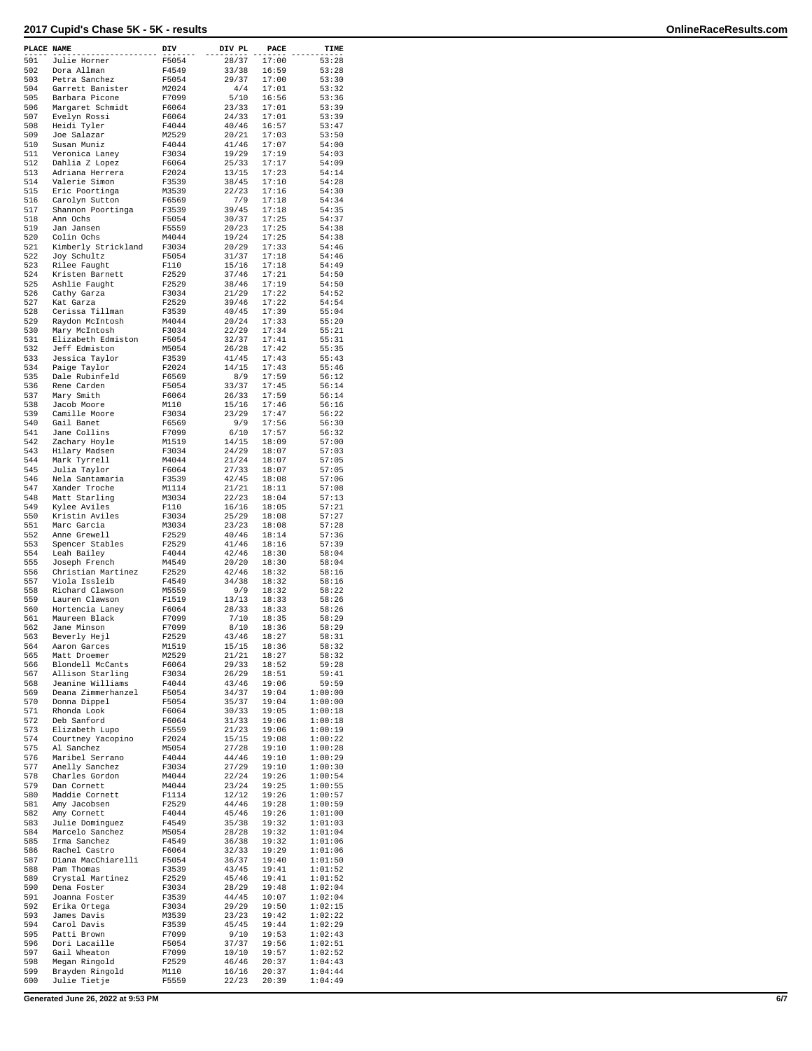## 2017 Cupid's Chase 5K - 5K - results

OnlineRaceResults.com

| PLACE | NAME | DIV | DIV PL | PACE | TIME |
|---|---|---|---|---|---|
| 501 | Julie Horner | F5054 | 28/37 | 17:00 | 53:28 |
| 502 | Dora Allman | F4549 | 33/38 | 16:59 | 53:28 |
| 503 | Petra Sanchez | F5054 | 29/37 | 17:00 | 53:30 |
| 504 | Garrett Banister | M2024 | 4/4 | 17:01 | 53:32 |
| 505 | Barbara Picone | F7099 | 5/10 | 16:56 | 53:36 |
| 506 | Margaret Schmidt | F6064 | 23/33 | 17:01 | 53:39 |
| 507 | Evelyn Rossi | F6064 | 24/33 | 17:01 | 53:39 |
| 508 | Heidi Tyler | F4044 | 40/46 | 16:57 | 53:47 |
| 509 | Joe Salazar | M2529 | 20/21 | 17:03 | 53:50 |
| 510 | Susan Muniz | F4044 | 41/46 | 17:07 | 54:00 |
| 511 | Veronica Laney | F3034 | 19/29 | 17:19 | 54:03 |
| 512 | Dahlia Z Lopez | F6064 | 25/33 | 17:17 | 54:09 |
| 513 | Adriana Herrera | F2024 | 13/15 | 17:23 | 54:14 |
| 514 | Valerie Simon | F3539 | 38/45 | 17:10 | 54:28 |
| 515 | Eric Poortinga | M3539 | 22/23 | 17:16 | 54:30 |
| 516 | Carolyn Sutton | F6569 | 7/9 | 17:18 | 54:34 |
| 517 | Shannon Poortinga | F3539 | 39/45 | 17:18 | 54:35 |
| 518 | Ann Ochs | F5054 | 30/37 | 17:25 | 54:37 |
| 519 | Jan Jansen | F5559 | 20/23 | 17:25 | 54:38 |
| 520 | Colin Ochs | M4044 | 19/24 | 17:25 | 54:38 |
| 521 | Kimberly Strickland | F3034 | 20/29 | 17:33 | 54:46 |
| 522 | Joy Schultz | F5054 | 31/37 | 17:18 | 54:46 |
| 523 | Rilee Faught | F110 | 15/16 | 17:18 | 54:49 |
| 524 | Kristen Barnett | F2529 | 37/46 | 17:21 | 54:50 |
| 525 | Ashlie Faught | F2529 | 38/46 | 17:19 | 54:50 |
| 526 | Cathy Garza | F3034 | 21/29 | 17:22 | 54:52 |
| 527 | Kat Garza | F2529 | 39/46 | 17:22 | 54:54 |
| 528 | Cerissa Tillman | F3539 | 40/45 | 17:39 | 55:04 |
| 529 | Raydon McIntosh | M4044 | 20/24 | 17:33 | 55:20 |
| 530 | Mary McIntosh | F3034 | 22/29 | 17:34 | 55:21 |
| 531 | Elizabeth Edmiston | F5054 | 32/37 | 17:41 | 55:31 |
| 532 | Jeff Edmiston | M5054 | 26/28 | 17:42 | 55:35 |
| 533 | Jessica Taylor | F3539 | 41/45 | 17:43 | 55:43 |
| 534 | Paige Taylor | F2024 | 14/15 | 17:43 | 55:46 |
| 535 | Dale Rubinfeld | F6569 | 8/9 | 17:59 | 56:12 |
| 536 | Rene Carden | F5054 | 33/37 | 17:45 | 56:14 |
| 537 | Mary Smith | F6064 | 26/33 | 17:59 | 56:14 |
| 538 | Jacob Moore | M110 | 15/16 | 17:46 | 56:16 |
| 539 | Camille Moore | F3034 | 23/29 | 17:47 | 56:22 |
| 540 | Gail Banet | F6569 | 9/9 | 17:56 | 56:30 |
| 541 | Jane Collins | F7099 | 6/10 | 17:57 | 56:32 |
| 542 | Zachary Hoyle | M1519 | 14/15 | 18:09 | 57:00 |
| 543 | Hilary Madsen | F3034 | 24/29 | 18:07 | 57:03 |
| 544 | Mark Tyrrell | M4044 | 21/24 | 18:07 | 57:05 |
| 545 | Julia Taylor | F6064 | 27/33 | 18:07 | 57:05 |
| 546 | Nela Santamaria | F3539 | 42/45 | 18:08 | 57:06 |
| 547 | Xander Troche | M1114 | 21/21 | 18:11 | 57:08 |
| 548 | Matt Starling | M3034 | 22/23 | 18:04 | 57:13 |
| 549 | Kylee Aviles | F110 | 16/16 | 18:05 | 57:21 |
| 550 | Kristin Aviles | F3034 | 25/29 | 18:08 | 57:27 |
| 551 | Marc Garcia | M3034 | 23/23 | 18:08 | 57:28 |
| 552 | Anne Grewell | F2529 | 40/46 | 18:14 | 57:36 |
| 553 | Spencer Stables | F2529 | 41/46 | 18:16 | 57:39 |
| 554 | Leah Bailey | F4044 | 42/46 | 18:30 | 58:04 |
| 555 | Joseph French | M4549 | 20/20 | 18:30 | 58:04 |
| 556 | Christian Martinez | F2529 | 42/46 | 18:32 | 58:16 |
| 557 | Viola Issleib | F4549 | 34/38 | 18:32 | 58:16 |
| 558 | Richard Clawson | M5559 | 9/9 | 18:32 | 58:22 |
| 559 | Lauren Clawson | F1519 | 13/13 | 18:33 | 58:26 |
| 560 | Hortencia Laney | F6064 | 28/33 | 18:33 | 58:26 |
| 561 | Maureen Black | F7099 | 7/10 | 18:35 | 58:29 |
| 562 | Jane Minson | F7099 | 8/10 | 18:36 | 58:29 |
| 563 | Beverly Hejl | F2529 | 43/46 | 18:27 | 58:31 |
| 564 | Aaron Garces | M1519 | 15/15 | 18:36 | 58:32 |
| 565 | Matt Droemer | M2529 | 21/21 | 18:27 | 58:32 |
| 566 | Blondell McCants | F6064 | 29/33 | 18:52 | 59:28 |
| 567 | Allison Starling | F3034 | 26/29 | 18:51 | 59:41 |
| 568 | Jeanine Williams | F4044 | 43/46 | 19:06 | 59:59 |
| 569 | Deana Zimmerhanzel | F5054 | 34/37 | 19:04 | 1:00:00 |
| 570 | Donna Dippel | F5054 | 35/37 | 19:04 | 1:00:00 |
| 571 | Rhonda Look | F6064 | 30/33 | 19:05 | 1:00:18 |
| 572 | Deb Sanford | F6064 | 31/33 | 19:06 | 1:00:18 |
| 573 | Elizabeth Lupo | F5559 | 21/23 | 19:06 | 1:00:19 |
| 574 | Courtney Yacopino | F2024 | 15/15 | 19:08 | 1:00:22 |
| 575 | Al Sanchez | M5054 | 27/28 | 19:10 | 1:00:28 |
| 576 | Maribel Serrano | F4044 | 44/46 | 19:10 | 1:00:29 |
| 577 | Anelly Sanchez | F3034 | 27/29 | 19:10 | 1:00:30 |
| 578 | Charles Gordon | M4044 | 22/24 | 19:26 | 1:00:54 |
| 579 | Dan Cornett | M4044 | 23/24 | 19:25 | 1:00:55 |
| 580 | Maddie Cornett | F1114 | 12/12 | 19:26 | 1:00:57 |
| 581 | Amy Jacobsen | F2529 | 44/46 | 19:28 | 1:00:59 |
| 582 | Amy Cornett | F4044 | 45/46 | 19:26 | 1:01:00 |
| 583 | Julie Dominguez | F4549 | 35/38 | 19:32 | 1:01:03 |
| 584 | Marcelo Sanchez | M5054 | 28/28 | 19:32 | 1:01:04 |
| 585 | Irma Sanchez | F4549 | 36/38 | 19:32 | 1:01:06 |
| 586 | Rachel Castro | F6064 | 32/33 | 19:29 | 1:01:06 |
| 587 | Diana MacChiarelli | F5054 | 36/37 | 19:40 | 1:01:50 |
| 588 | Pam Thomas | F3539 | 43/45 | 19:41 | 1:01:52 |
| 589 | Crystal Martinez | F2529 | 45/46 | 19:41 | 1:01:52 |
| 590 | Dena Foster | F3034 | 28/29 | 19:48 | 1:02:04 |
| 591 | Joanna Foster | F3539 | 44/45 | 10:07 | 1:02:04 |
| 592 | Erika Ortega | F3034 | 29/29 | 19:50 | 1:02:15 |
| 593 | James Davis | M3539 | 23/23 | 19:42 | 1:02:22 |
| 594 | Carol Davis | F3539 | 45/45 | 19:44 | 1:02:29 |
| 595 | Patti Brown | F7099 | 9/10 | 19:53 | 1:02:43 |
| 596 | Dori Lacaille | F5054 | 37/37 | 19:56 | 1:02:51 |
| 597 | Gail Wheaton | F7099 | 10/10 | 19:57 | 1:02:52 |
| 598 | Megan Ringold | F2529 | 46/46 | 20:37 | 1:04:43 |
| 599 | Brayden Ringold | M110 | 16/16 | 20:37 | 1:04:44 |
| 600 | Julie Tietje | F5559 | 22/23 | 20:39 | 1:04:49 |

Generated June 26, 2022 at 9:53 PM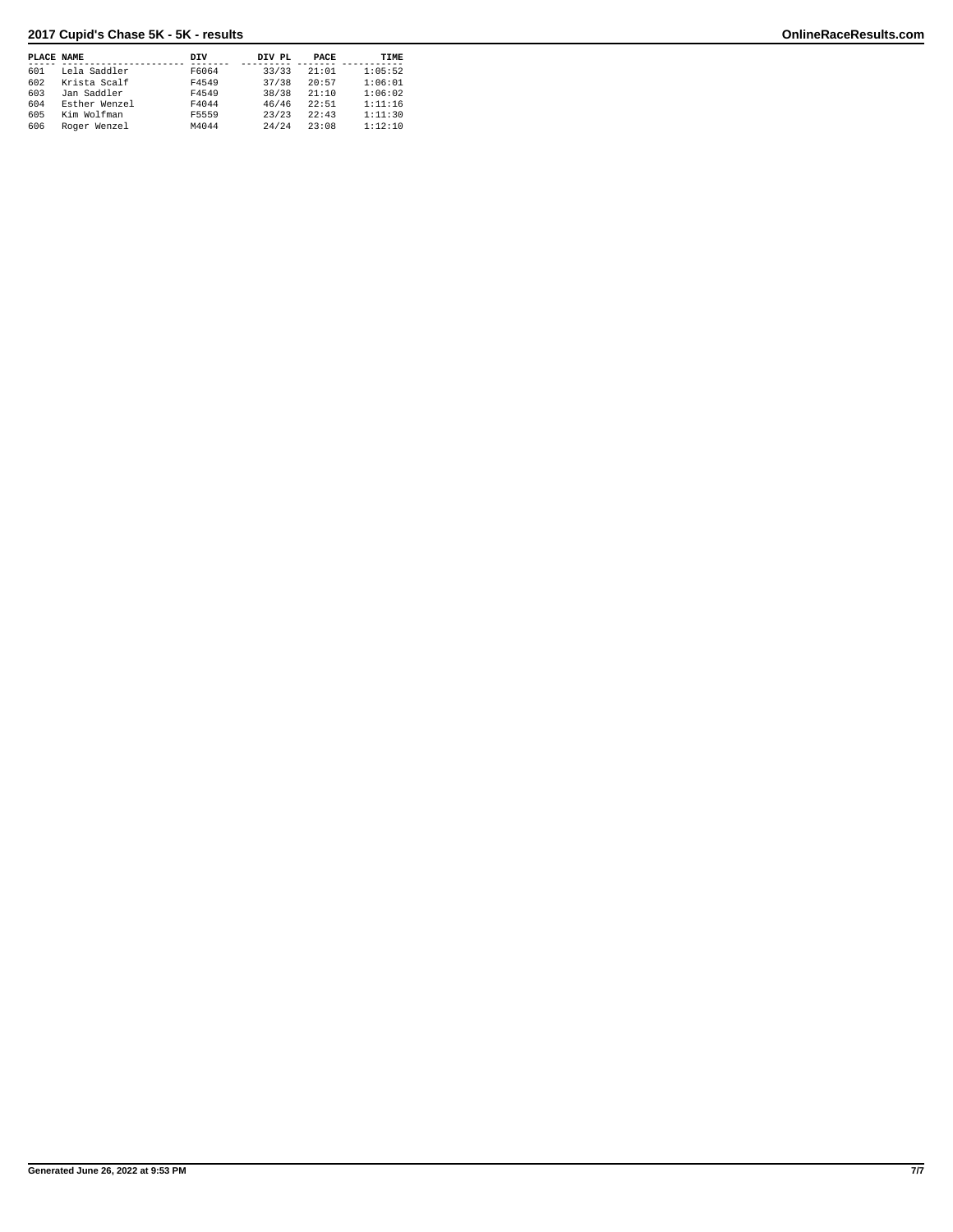| PLACE | NAME | DIV | DIV PL | PACE | TIME |
|---|---|---|---|---|---|
| 601 | Lela Saddler | F6064 | 33/33 | 21:01 | 1:05:52 |
| 602 | Krista Scalf | F4549 | 37/38 | 20:57 | 1:06:01 |
| 603 | Jan Saddler | F4549 | 38/38 | 21:10 | 1:06:02 |
| 604 | Esther Wenzel | F4044 | 46/46 | 22:51 | 1:11:16 |
| 605 | Kim Wolfman | F5559 | 23/23 | 22:43 | 1:11:30 |
| 606 | Roger Wenzel | M4044 | 24/24 | 23:08 | 1:12:10 |